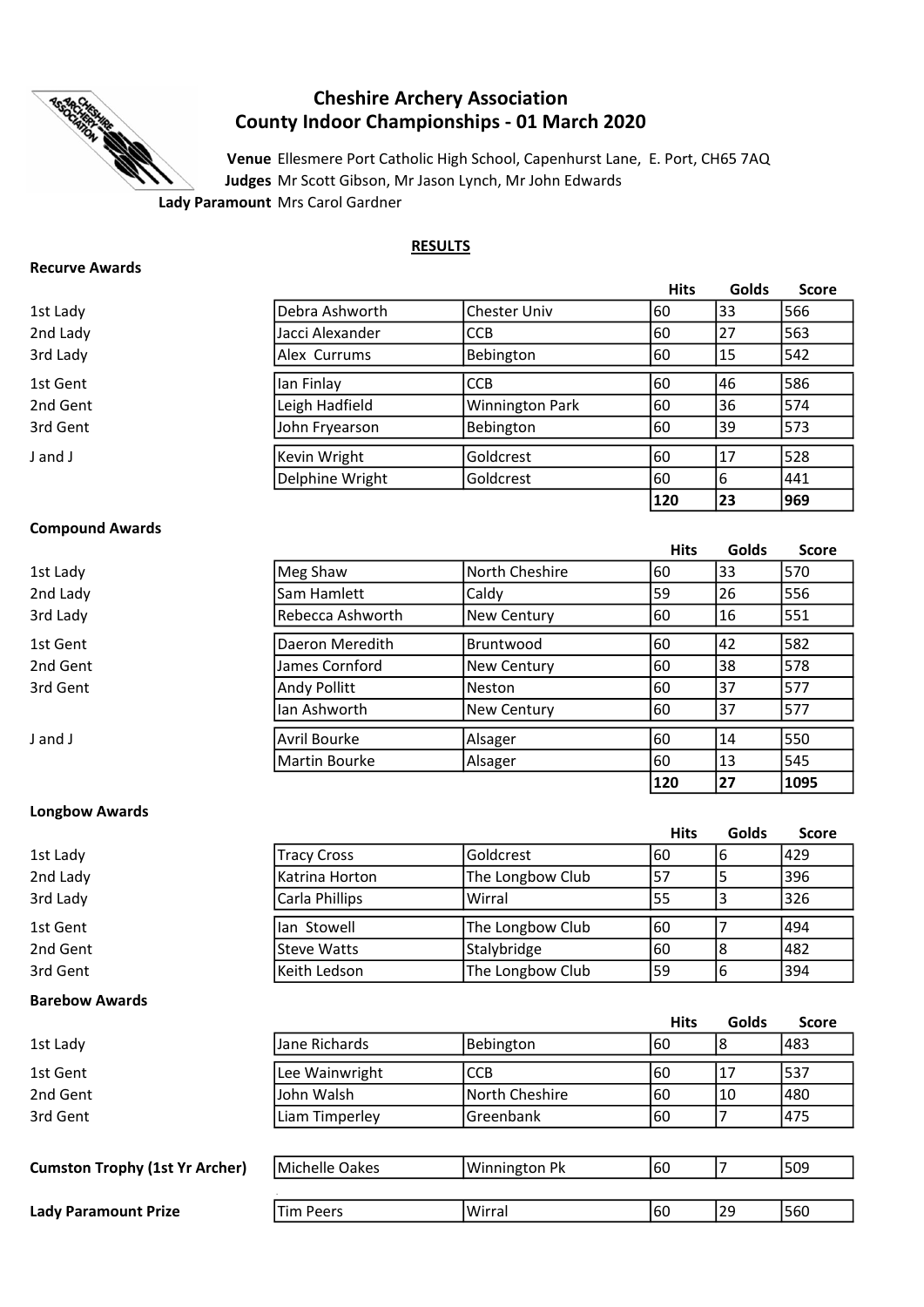# Cheshire Archery Association
## County Indoor Championships - 01 March 2020

**Venue** Ellesmere Port Catholic High School, Capenhurst Lane, E. Port, CH65 7AQ
**Judges** Mr Scott Gibson, Mr Jason Lynch, Mr John Edwards
**Lady Paramount** Mrs Carol Gardner

**RESULTS**

**Recurve Awards**

| | Name | Club | Hits | Golds | Score |
|---|---|---|---|---|---|
| 1st Lady | Debra Ashworth | Chester Univ | 60 | 33 | 566 |
| 2nd Lady | Jacci Alexander | CCB | 60 | 27 | 563 |
| 3rd Lady | Alex Currums | Bebington | 60 | 15 | 542 |
| 1st Gent | Ian Finlay | CCB | 60 | 46 | 586 |
| 2nd Gent | Leigh Hadfield | Winnington Park | 60 | 36 | 574 |
| 3rd Gent | John Fryearson | Bebington | 60 | 39 | 573 |
| J and J | Kevin Wright | Goldcrest | 60 | 17 | 528 |
| | Delphine Wright | Goldcrest | 60 | 6 | 441 |
| | | | **120** | **23** | **969** |

**Compound Awards**

| | Name | Club | Hits | Golds | Score |
|---|---|---|---|---|---|
| 1st Lady | Meg Shaw | North Cheshire | 60 | 33 | 570 |
| 2nd Lady | Sam Hamlett | Caldy | 59 | 26 | 556 |
| 3rd Lady | Rebecca Ashworth | New Century | 60 | 16 | 551 |
| 1st Gent | Daeron Meredith | Bruntwood | 60 | 42 | 582 |
| 2nd Gent | James Cornford | New Century | 60 | 38 | 578 |
| 3rd Gent | Andy Pollitt | Neston | 60 | 37 | 577 |
| | Ian Ashworth | New Century | 60 | 37 | 577 |
| J and J | Avril Bourke | Alsager | 60 | 14 | 550 |
| | Martin Bourke | Alsager | 60 | 13 | 545 |
| | | | **120** | **27** | **1095** |

**Longbow Awards**

| | Name | Club | Hits | Golds | Score |
|---|---|---|---|---|---|
| 1st Lady | Tracy Cross | Goldcrest | 60 | 6 | 429 |
| 2nd Lady | Katrina Horton | The Longbow Club | 57 | 5 | 396 |
| 3rd Lady | Carla Phillips | Wirral | 55 | 3 | 326 |
| 1st Gent | Ian Stowell | The Longbow Club | 60 | 7 | 494 |
| 2nd Gent | Steve Watts | Stalybridge | 60 | 8 | 482 |
| 3rd Gent | Keith Ledson | The Longbow Club | 59 | 6 | 394 |

**Barebow Awards**

| | Name | Club | Hits | Golds | Score |
|---|---|---|---|---|---|
| 1st Lady | Jane Richards | Bebington | 60 | 8 | 483 |
| 1st Gent | Lee Wainwright | CCB | 60 | 17 | 537 |
| 2nd Gent | John Walsh | North Cheshire | 60 | 10 | 480 |
| 3rd Gent | Liam Timperley | Greenbank | 60 | 7 | 475 |

| | Name | Club | Hits | Golds | Score |
|---|---|---|---|---|---|
| **Cumston Trophy (1st Yr Archer)** | Michelle Oakes | Winnington Pk | 60 | 7 | 509 |
| **Lady Paramount Prize** | Tim Peers | Wirral | 60 | 29 | 560 |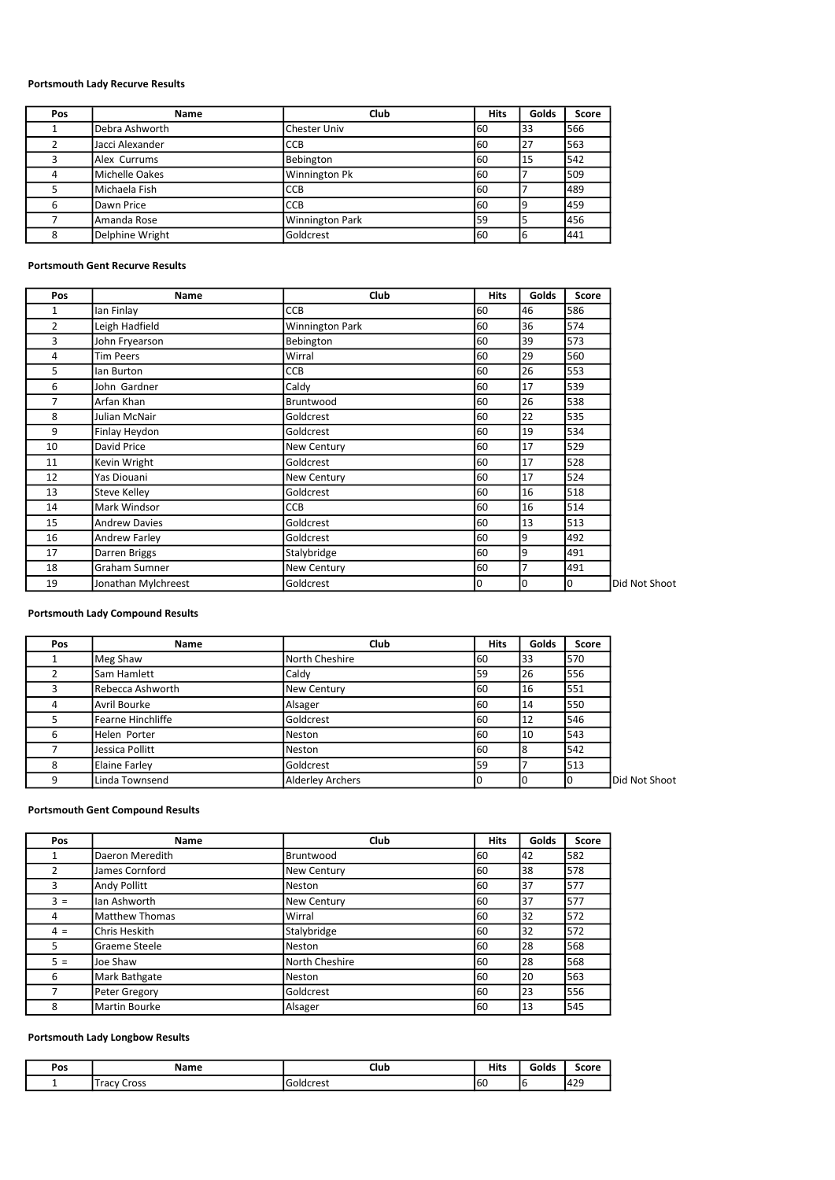**Portsmouth Lady Recurve Results**

| Pos | Name | Club | Hits | Golds | Score |
|---|---|---|---|---|---|
| 1 | Debra Ashworth | Chester Univ | 60 | 33 | 566 |
| 2 | Jacci Alexander | CCB | 60 | 27 | 563 |
| 3 | Alex Currums | Bebington | 60 | 15 | 542 |
| 4 | Michelle Oakes | Winnington Pk | 60 | 7 | 509 |
| 5 | Michaela Fish | CCB | 60 | 7 | 489 |
| 6 | Dawn Price | CCB | 60 | 9 | 459 |
| 7 | Amanda Rose | Winnington Park | 59 | 5 | 456 |
| 8 | Delphine Wright | Goldcrest | 60 | 6 | 441 |

**Portsmouth Gent Recurve Results**

| Pos | Name | Club | Hits | Golds | Score | |
|---|---|---|---|---|---|---|
| 1 | Ian Finlay | CCB | 60 | 46 | 586 | |
| 2 | Leigh Hadfield | Winnington Park | 60 | 36 | 574 | |
| 3 | John Fryearson | Bebington | 60 | 39 | 573 | |
| 4 | Tim Peers | Wirral | 60 | 29 | 560 | |
| 5 | Ian Burton | CCB | 60 | 26 | 553 | |
| 6 | John Gardner | Caldy | 60 | 17 | 539 | |
| 7 | Arfan Khan | Bruntwood | 60 | 26 | 538 | |
| 8 | Julian McNair | Goldcrest | 60 | 22 | 535 | |
| 9 | Finlay Heydon | Goldcrest | 60 | 19 | 534 | |
| 10 | David Price | New Century | 60 | 17 | 529 | |
| 11 | Kevin Wright | Goldcrest | 60 | 17 | 528 | |
| 12 | Yas Diouani | New Century | 60 | 17 | 524 | |
| 13 | Steve Kelley | Goldcrest | 60 | 16 | 518 | |
| 14 | Mark Windsor | CCB | 60 | 16 | 514 | |
| 15 | Andrew Davies | Goldcrest | 60 | 13 | 513 | |
| 16 | Andrew Farley | Goldcrest | 60 | 9 | 492 | |
| 17 | Darren Briggs | Stalybridge | 60 | 9 | 491 | |
| 18 | Graham Sumner | New Century | 60 | 7 | 491 | |
| 19 | Jonathan Mylchreest | Goldcrest | 0 | 0 | 0 | Did Not Shoot |

**Portsmouth Lady Compound Results**

| Pos | Name | Club | Hits | Golds | Score | |
|---|---|---|---|---|---|---|
| 1 | Meg Shaw | North Cheshire | 60 | 33 | 570 | |
| 2 | Sam Hamlett | Caldy | 59 | 26 | 556 | |
| 3 | Rebecca Ashworth | New Century | 60 | 16 | 551 | |
| 4 | Avril Bourke | Alsager | 60 | 14 | 550 | |
| 5 | Fearne Hinchliffe | Goldcrest | 60 | 12 | 546 | |
| 6 | Helen Porter | Neston | 60 | 10 | 543 | |
| 7 | Jessica Pollitt | Neston | 60 | 8 | 542 | |
| 8 | Elaine Farley | Goldcrest | 59 | 7 | 513 | |
| 9 | Linda Townsend | Alderley Archers | 0 | 0 | 0 | Did Not Shoot |

**Portsmouth Gent Compound Results**

| Pos | Name | Club | Hits | Golds | Score |
|---|---|---|---|---|---|
| 1 | Daeron Meredith | Bruntwood | 60 | 42 | 582 |
| 2 | James Cornford | New Century | 60 | 38 | 578 |
| 3 | Andy Pollitt | Neston | 60 | 37 | 577 |
| 3 = | Ian Ashworth | New Century | 60 | 37 | 577 |
| 4 | Matthew Thomas | Wirral | 60 | 32 | 572 |
| 4 = | Chris Heskith | Stalybridge | 60 | 32 | 572 |
| 5 | Graeme Steele | Neston | 60 | 28 | 568 |
| 5 = | Joe Shaw | North Cheshire | 60 | 28 | 568 |
| 6 | Mark Bathgate | Neston | 60 | 20 | 563 |
| 7 | Peter Gregory | Goldcrest | 60 | 23 | 556 |
| 8 | Martin Bourke | Alsager | 60 | 13 | 545 |

**Portsmouth Lady Longbow Results**

| Pos | Name | Club | Hits | Golds | Score |
|---|---|---|---|---|---|
| 1 | Tracy Cross | Goldcrest | 60 | 6 | 429 |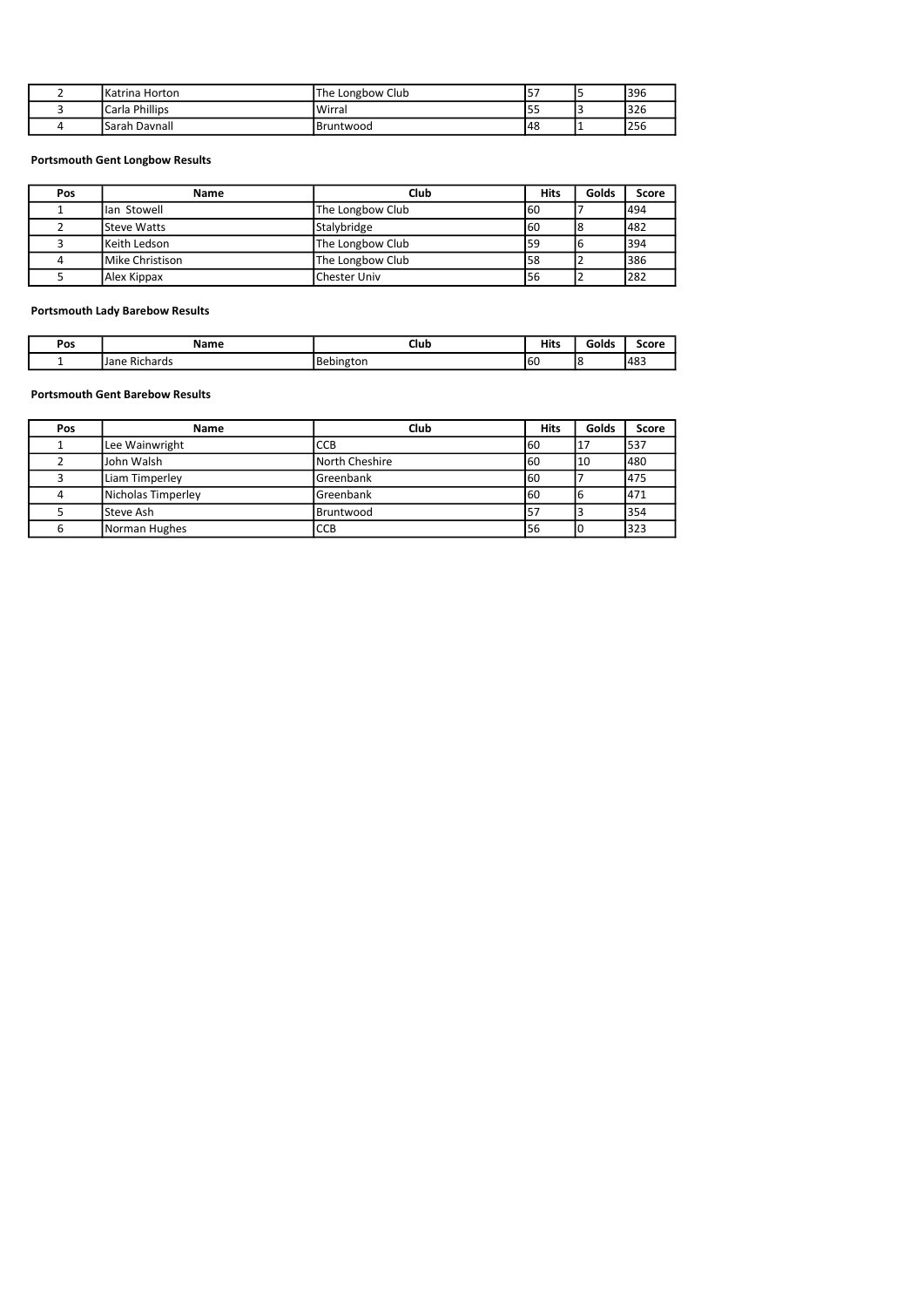| | | | | | |
|---|---|---|---|---|---|
| 2 | Katrina Horton | The Longbow Club | 57 | 5 | 396 |
| 3 | Carla Phillips | Wirral | 55 | 3 | 326 |
| 4 | Sarah Davnall | Bruntwood | 48 | 1 | 256 |

**Portsmouth Gent Longbow Results**

| Pos | Name | Club | Hits | Golds | Score |
|---|---|---|---|---|---|
| 1 | Ian Stowell | The Longbow Club | 60 | 7 | 494 |
| 2 | Steve Watts | Stalybridge | 60 | 8 | 482 |
| 3 | Keith Ledson | The Longbow Club | 59 | 6 | 394 |
| 4 | Mike Christison | The Longbow Club | 58 | 2 | 386 |
| 5 | Alex Kippax | Chester Univ | 56 | 2 | 282 |

**Portsmouth Lady Barebow Results**

| Pos | Name | Club | Hits | Golds | Score |
|---|---|---|---|---|---|
| 1 | Jane Richards | Bebington | 60 | 8 | 483 |

**Portsmouth Gent Barebow Results**

| Pos | Name | Club | Hits | Golds | Score |
|---|---|---|---|---|---|
| 1 | Lee Wainwright | CCB | 60 | 17 | 537 |
| 2 | John Walsh | North Cheshire | 60 | 10 | 480 |
| 3 | Liam Timperley | Greenbank | 60 | 7 | 475 |
| 4 | Nicholas Timperley | Greenbank | 60 | 6 | 471 |
| 5 | Steve Ash | Bruntwood | 57 | 3 | 354 |
| 6 | Norman Hughes | CCB | 56 | 0 | 323 |